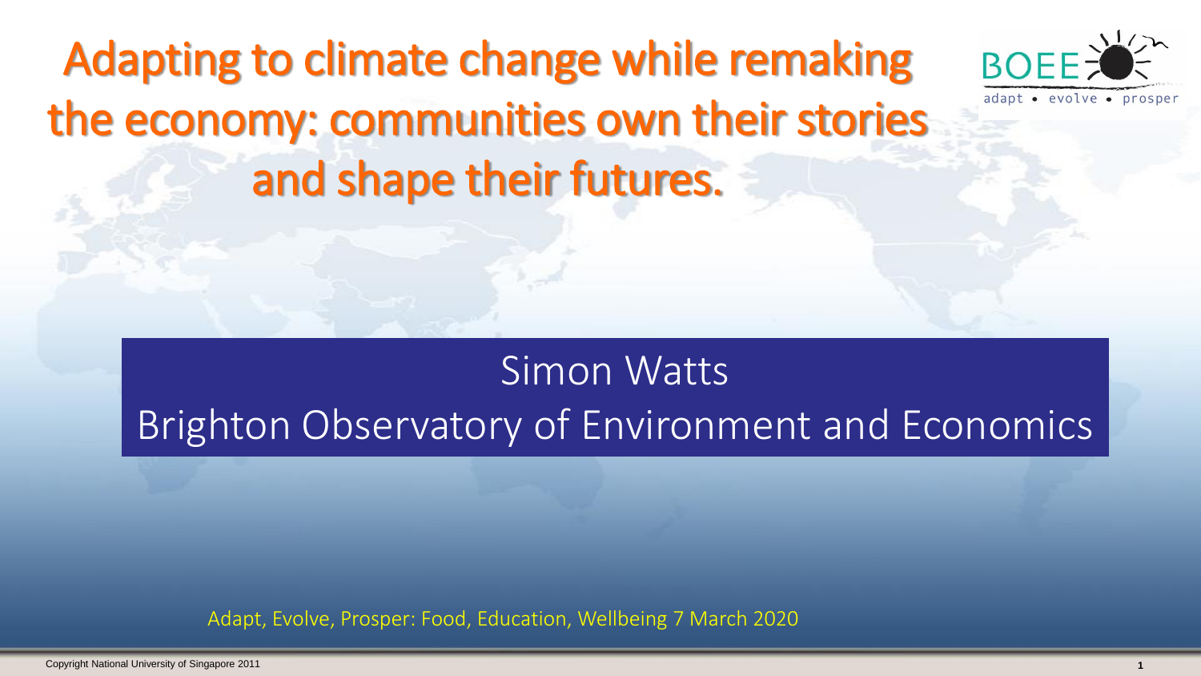# Adapting to climate change while remaking the economy: communities own their stories and shape their futures.

BOEE
adapt • evolve • prosper

Simon Watts

Brighton Observatory of Environment and Economics

Adapt, Evolve, Prosper: Food, Education, Wellbeing 7 March 2020

Copyright National University of Singapore 2011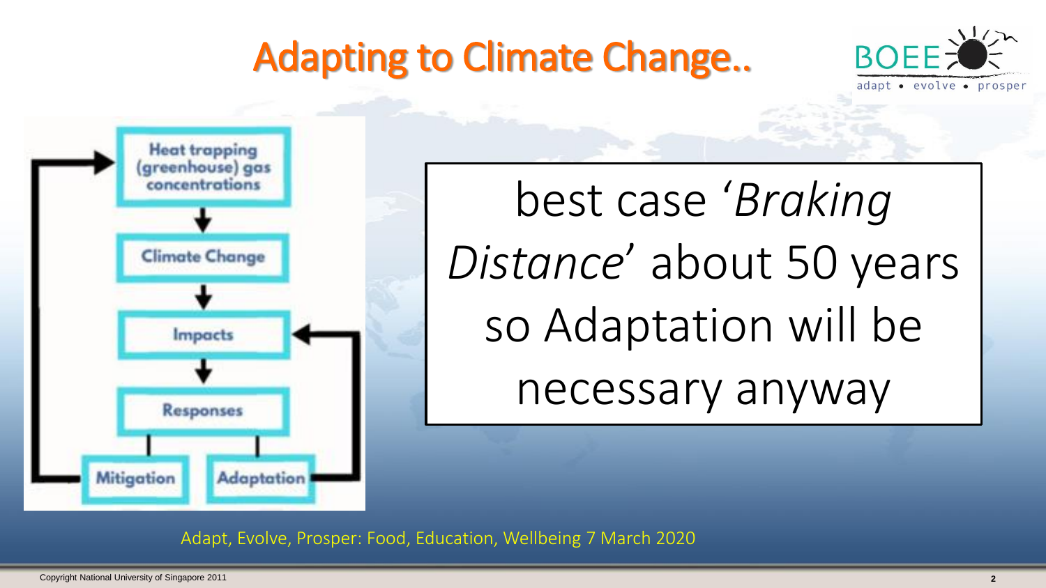# Adapting to Climate Change..

BOEE
adapt • evolve • prosper

Heat trapping (greenhouse) gas concentrations

Climate Change

Impacts

Responses

Mitigation

Adaptation

best case '*Braking Distance*' about 50 years so Adaptation will be necessary anyway

Adapt, Evolve, Prosper: Food, Education, Wellbeing 7 March 2020

Copyright National University of Singapore 2011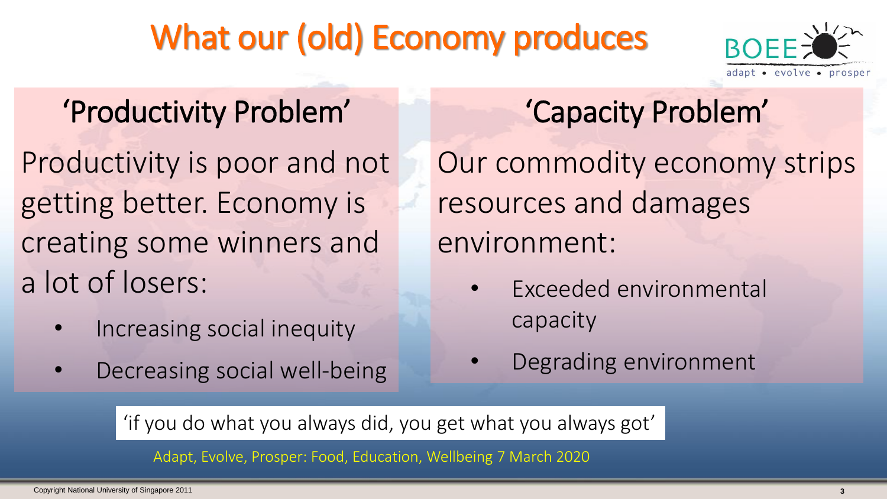# What our (old) Economy produces

BOEE adapt • evolve • prosper

## 'Productivity Problem'

Productivity is poor and not getting better. Economy is creating some winners and a lot of losers:

- Increasing social inequity
- Decreasing social well-being

## 'Capacity Problem'

Our commodity economy strips resources and damages environment:

- Exceeded environmental capacity
- Degrading environment

'if you do what you always did, you get what you always got'

Adapt, Evolve, Prosper: Food, Education, Wellbeing 7 March 2020

Copyright National University of Singapore 2011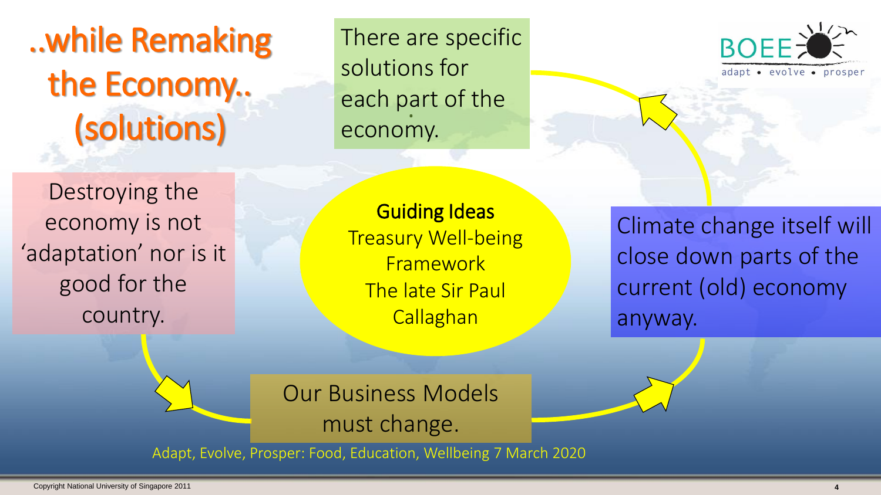# ..while Remaking the Economy.. (solutions)

There are specific solutions for each part of the economy.

Climate change itself will close down parts of the current (old) economy anyway.

**Guiding Ideas**
Treasury Well-being Framework
The late Sir Paul Callaghan

Destroying the economy is not 'adaptation' nor is it good for the country.

Our Business Models must change.

Adapt, Evolve, Prosper: Food, Education, Wellbeing 7 March 2020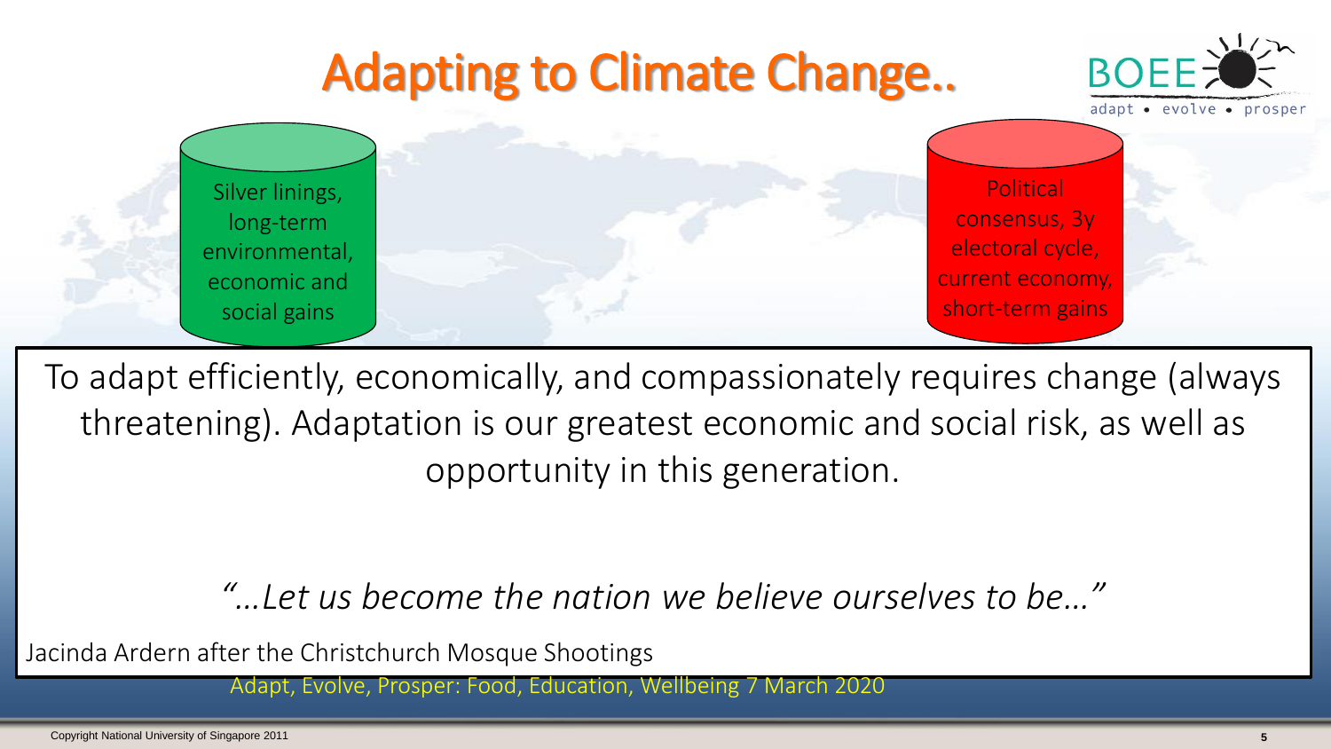# Adapting to Climate Change..

BOEE
adapt • evolve • prosper

Silver linings, long-term environmental, economic and social gains

Political consensus, 3y electoral cycle, current economy, short-term gains

To adapt efficiently, economically, and compassionately requires change (always threatening). Adaptation is our greatest economic and social risk, as well as opportunity in this generation.

*"…Let us become the nation we believe ourselves to be…"*

Jacinda Ardern after the Christchurch Mosque Shootings

Adapt, Evolve, Prosper: Food, Education, Wellbeing 7 March 2020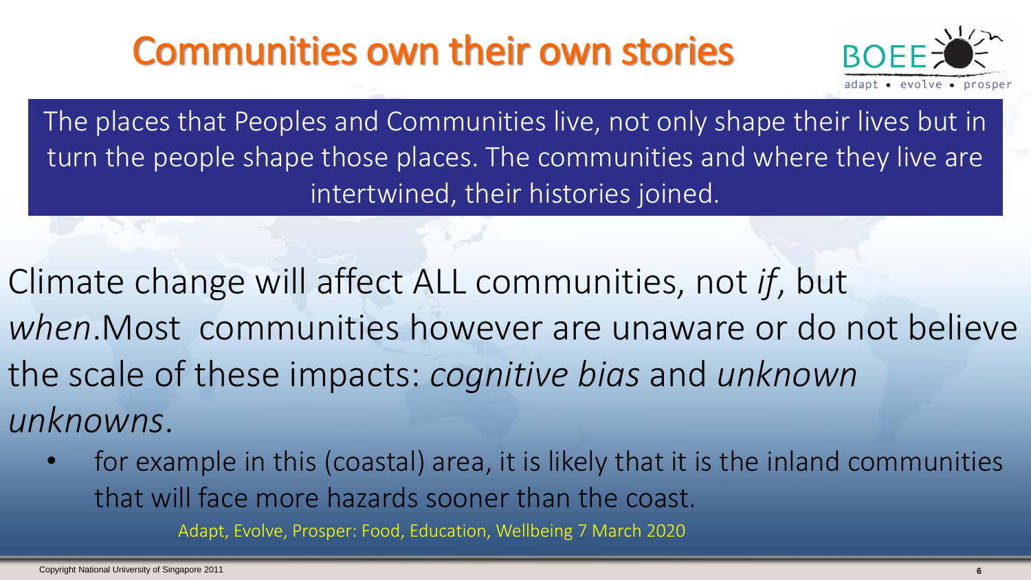# Communities own their own stories

BOEE adapt • evolve • prosper

The places that Peoples and Communities live, not only shape their lives but in turn the people shape those places. The communities and where they live are intertwined, their histories joined.

Climate change will affect ALL communities, not *if*, but *when*.Most communities however are unaware or do not believe the scale of these impacts: *cognitive bias* and *unknown unknowns*.

- for example in this (coastal) area, it is likely that it is the inland communities that will face more hazards sooner than the coast.

Adapt, Evolve, Prosper: Food, Education, Wellbeing 7 March 2020

Copyright National University of Singapore 2011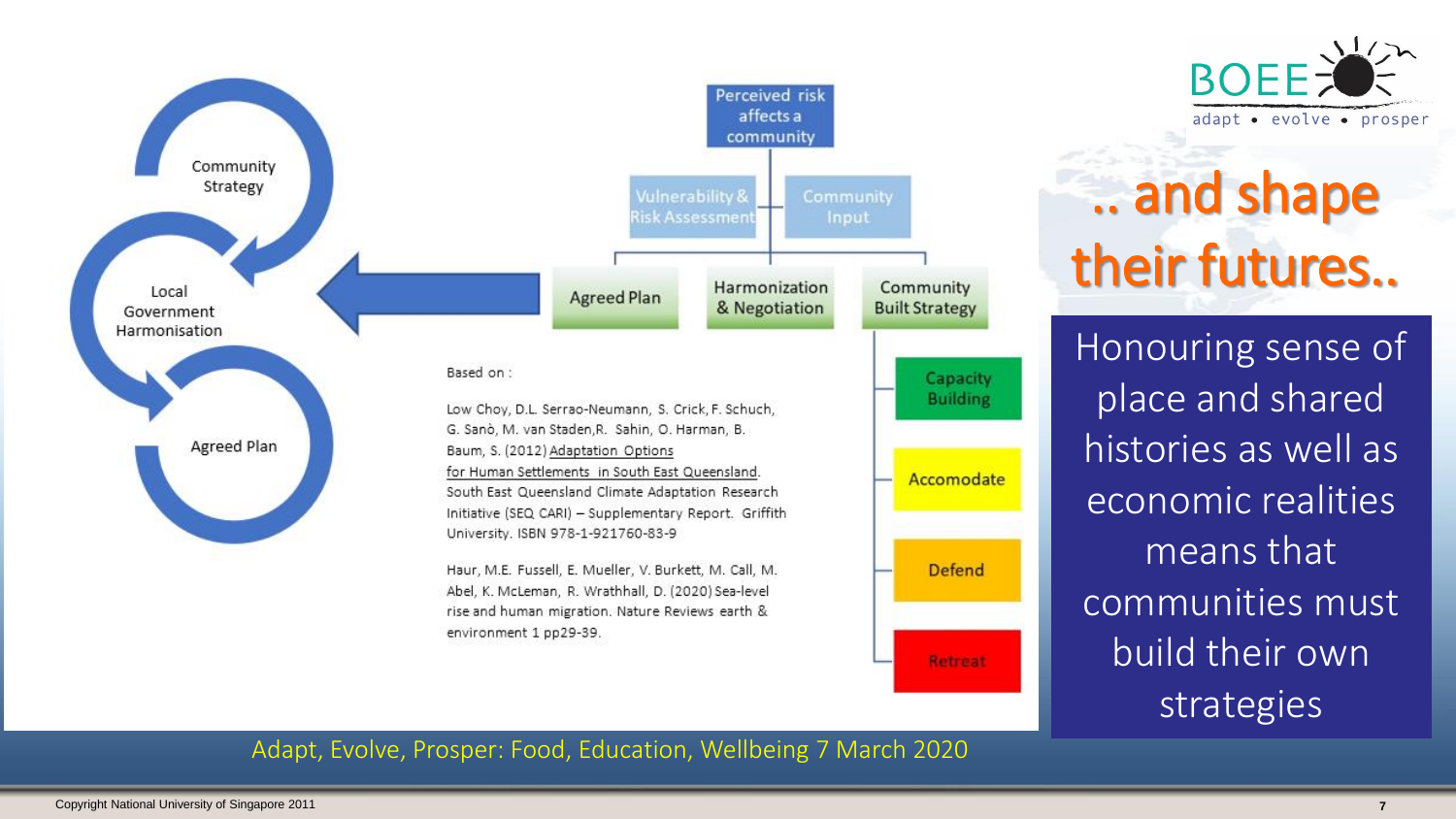# .. and shape their futures..

Honouring sense of place and shared histories as well as economic realities means that communities must build their own strategies

Community Strategy

Local Government Harmonisation

Agreed Plan

Perceived risk affects a community

Vulnerability & Risk Assessment

Community Input

Agreed Plan

Harmonization & Negotiation

Community Built Strategy

Capacity Building

Accomodate

Defend

Retreat

Based on :

Low Choy, D.L. Serrao-Neumann, S. Crick, F. Schuch, G. Sanò, M. van Staden, R. Sahin, O. Harman, B. Baum, S. (2012) Adaptation Options for Human Settlements in South East Queensland. South East Queensland Climate Adaptation Research Initiative (SEQ CARI) – Supplementary Report. Griffith University. ISBN 978-1-921760-83-9

Haur, M.E. Fussell, E. Mueller, V. Burkett, M. Call, M. Abel, K. McLeman, R. Wrathhall, D. (2020) Sea-level rise and human migration. Nature Reviews earth & environment 1 pp29-39.

BOEE adapt • evolve • prosper

Adapt, Evolve, Prosper: Food, Education, Wellbeing 7 March 2020

Copyright National University of Singapore 2011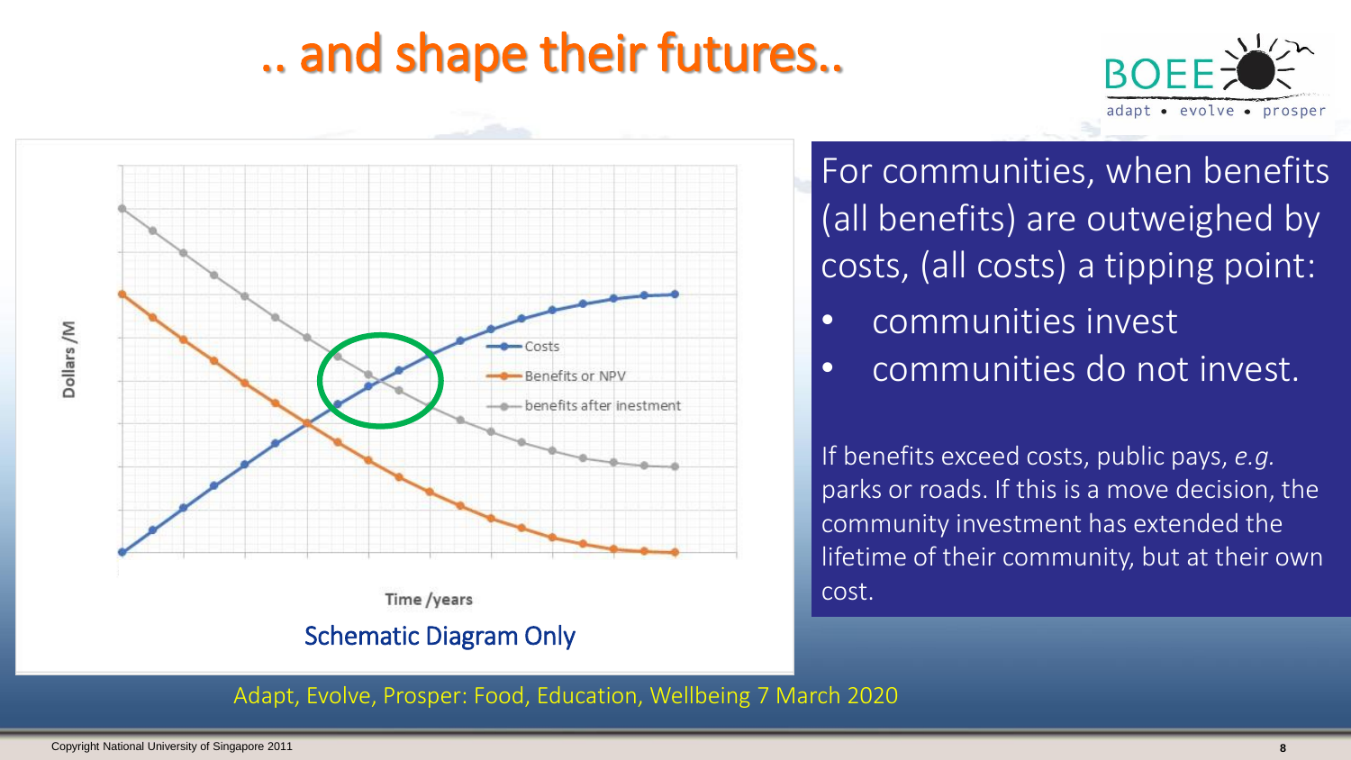# .. and shape their futures..

BOEE
adapt • evolve • prosper

Dollars /M

Costs

Benefits or NPV

benefits after inestment

Time /years

Schematic Diagram Only

For communities, when benefits (all benefits) are outweighed by costs, (all costs) a tipping point:

- communities invest
- communities do not invest.

If benefits exceed costs, public pays, *e.g.* parks or roads. If this is a move decision, the community investment has extended the lifetime of their community, but at their own cost.

Adapt, Evolve, Prosper: Food, Education, Wellbeing 7 March 2020

Copyright National University of Singapore 2011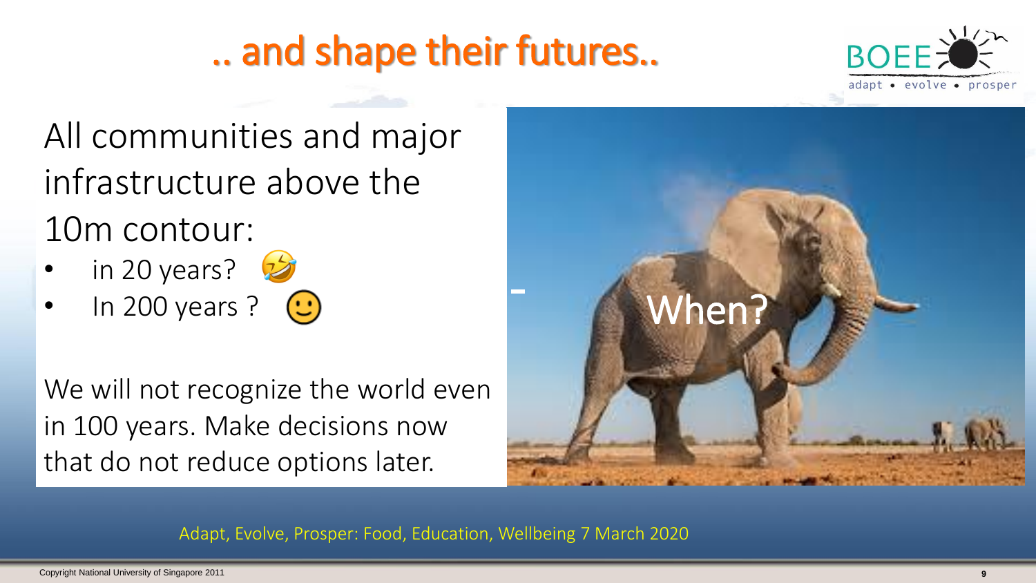# .. and shape their futures..

All communities and major infrastructure above the 10m contour:

- in 20 years? 🤣
- In 200 years ? 🙂

We will not recognize the world even in 100 years. Make decisions now that do not reduce options later.

When?

Adapt, Evolve, Prosper: Food, Education, Wellbeing 7 March 2020

Copyright National University of Singapore 2011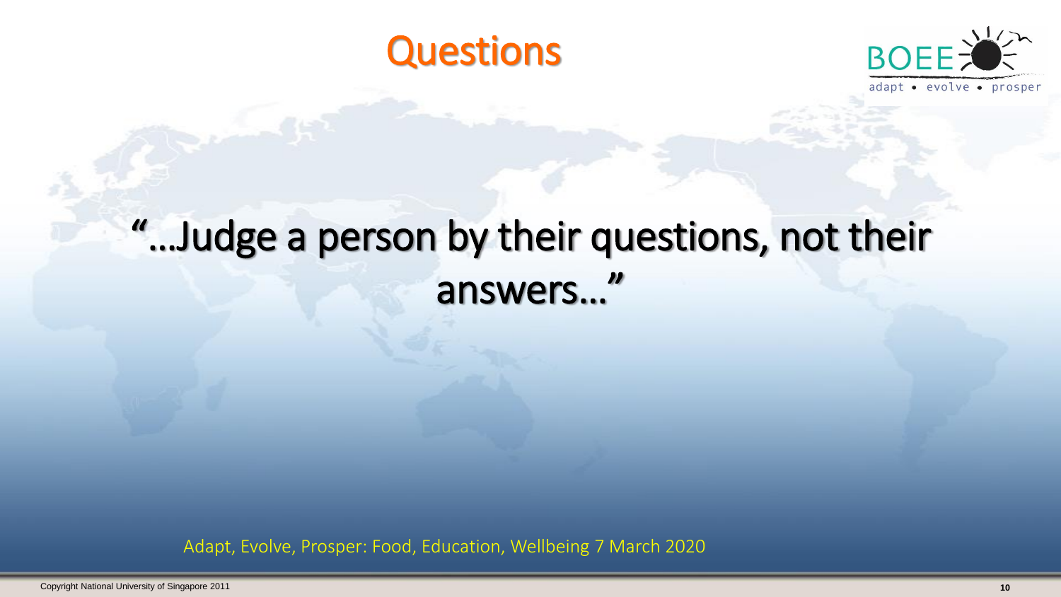# Questions

BOEE

adapt • evolve • prosper

"...Judge a person by their questions, not their answers..."

Adapt, Evolve, Prosper: Food, Education, Wellbeing 7 March 2020

Copyright National University of Singapore 2011